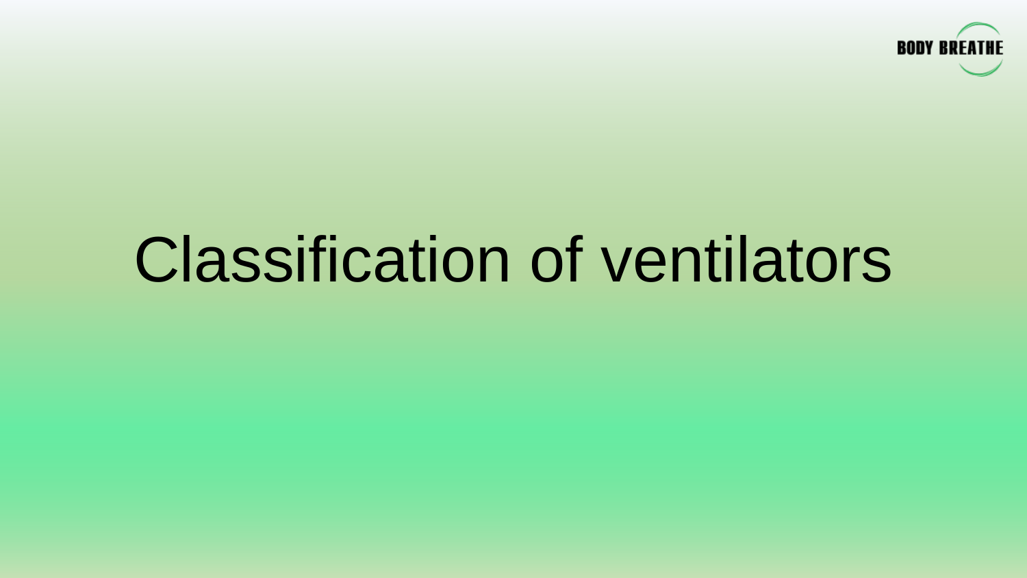# Classification of ventilators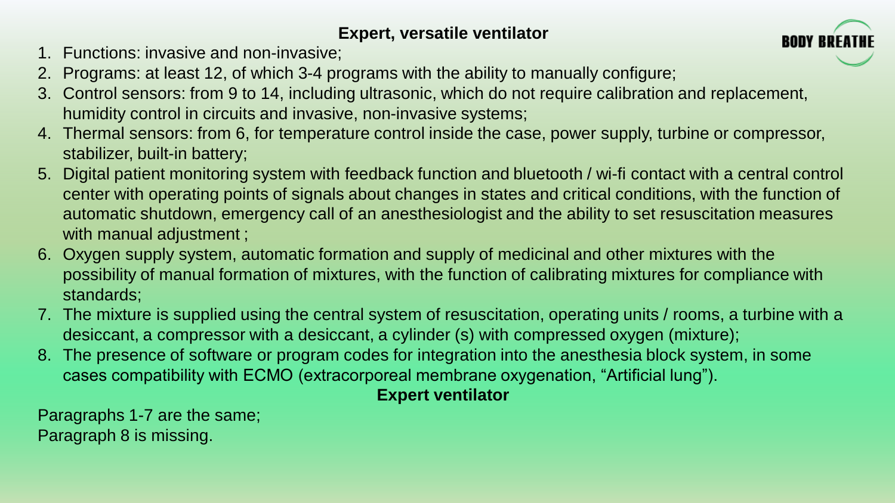## Expert, versatile ventilator

1. Functions: invasive and non-invasive;
2. Programs: at least 12, of which 3-4 programs with the ability to manually configure;
3. Control sensors: from 9 to 14, including ultrasonic, which do not require calibration and replacement, humidity control in circuits and invasive, non-invasive systems;
4. Thermal sensors: from 6, for temperature control inside the case, power supply, turbine or compressor, stabilizer, built-in battery;
5. Digital patient monitoring system with feedback function and bluetooth / wi-fi contact with a central control center with operating points of signals about changes in states and critical conditions, with the function of automatic shutdown, emergency call of an anesthesiologist and the ability to set resuscitation measures with manual adjustment ;
6. Oxygen supply system, automatic formation and supply of medicinal and other mixtures with the possibility of manual formation of mixtures, with the function of calibrating mixtures for compliance with standards;
7. The mixture is supplied using the central system of resuscitation, operating units / rooms, a turbine with a desiccant, a compressor with a desiccant, a cylinder (s) with compressed oxygen (mixture);
8. The presence of software or program codes for integration into the anesthesia block system, in some cases compatibility with ECMO (extracorporeal membrane oxygenation, “Artificial lung”).

## Expert ventilator

Paragraphs 1-7 are the same;
Paragraph 8 is missing.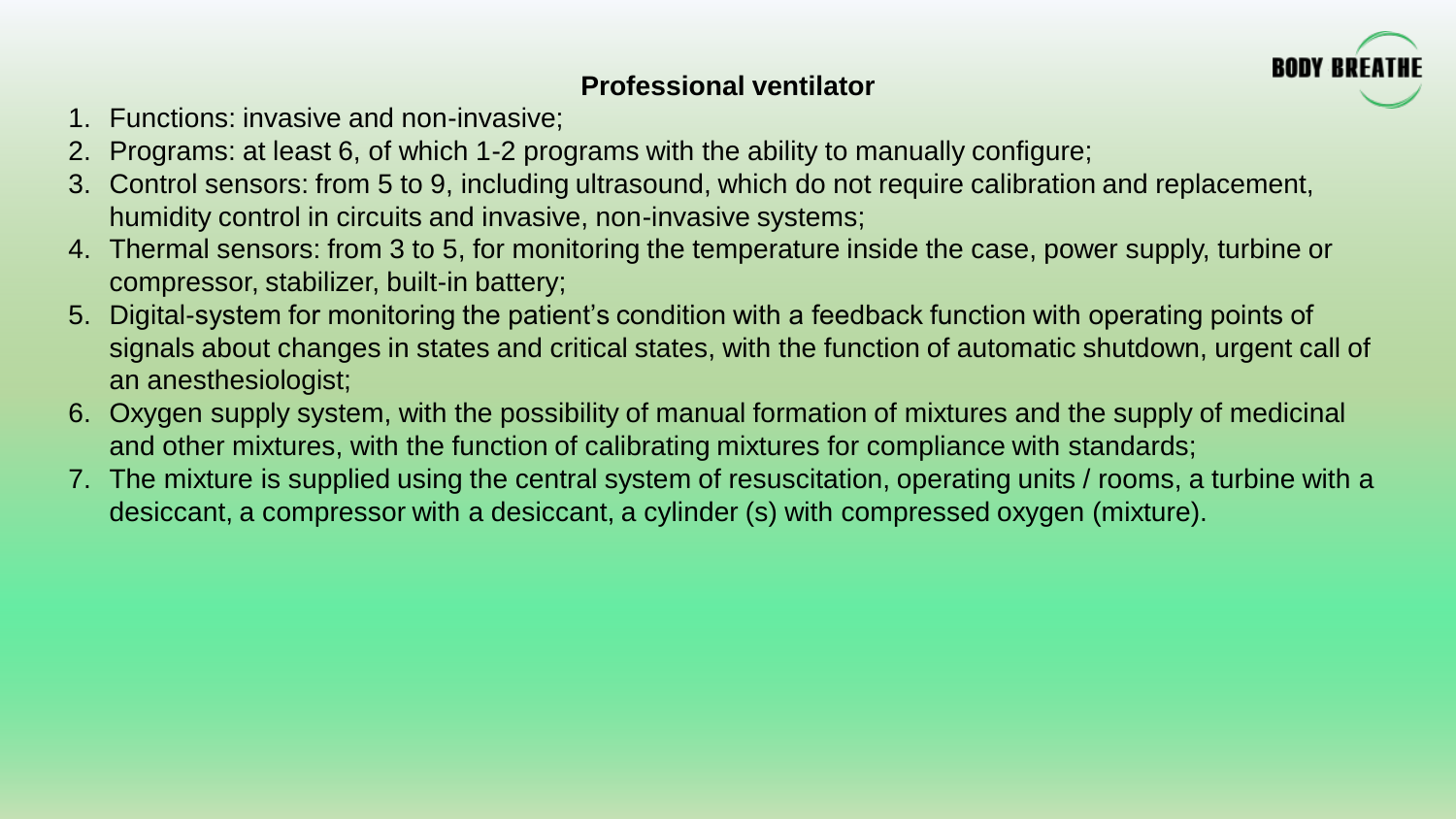## Professional ventilator

1. Functions: invasive and non-invasive;
2. Programs: at least 6, of which 1-2 programs with the ability to manually configure;
3. Control sensors: from 5 to 9, including ultrasound, which do not require calibration and replacement, humidity control in circuits and invasive, non-invasive systems;
4. Thermal sensors: from 3 to 5, for monitoring the temperature inside the case, power supply, turbine or compressor, stabilizer, built-in battery;
5. Digital-system for monitoring the patient's condition with a feedback function with operating points of signals about changes in states and critical states, with the function of automatic shutdown, urgent call of an anesthesiologist;
6. Oxygen supply system, with the possibility of manual formation of mixtures and the supply of medicinal and other mixtures, with the function of calibrating mixtures for compliance with standards;
7. The mixture is supplied using the central system of resuscitation, operating units / rooms, a turbine with a desiccant, a compressor with a desiccant, a cylinder (s) with compressed oxygen (mixture).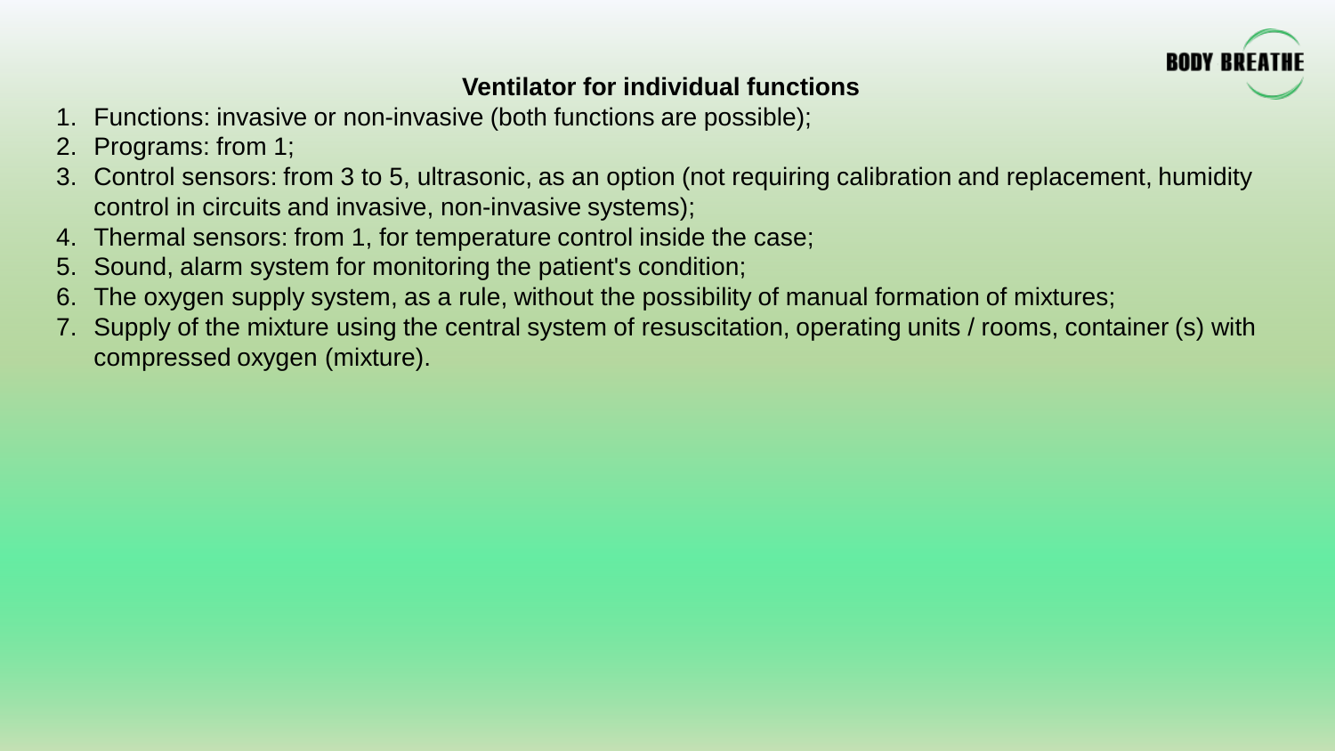## Ventilator for individual functions

1. Functions: invasive or non-invasive (both functions are possible);
2. Programs: from 1;
3. Control sensors: from 3 to 5, ultrasonic, as an option (not requiring calibration and replacement, humidity control in circuits and invasive, non-invasive systems);
4. Thermal sensors: from 1, for temperature control inside the case;
5. Sound, alarm system for monitoring the patient's condition;
6. The oxygen supply system, as a rule, without the possibility of manual formation of mixtures;
7. Supply of the mixture using the central system of resuscitation, operating units / rooms, container (s) with compressed oxygen (mixture).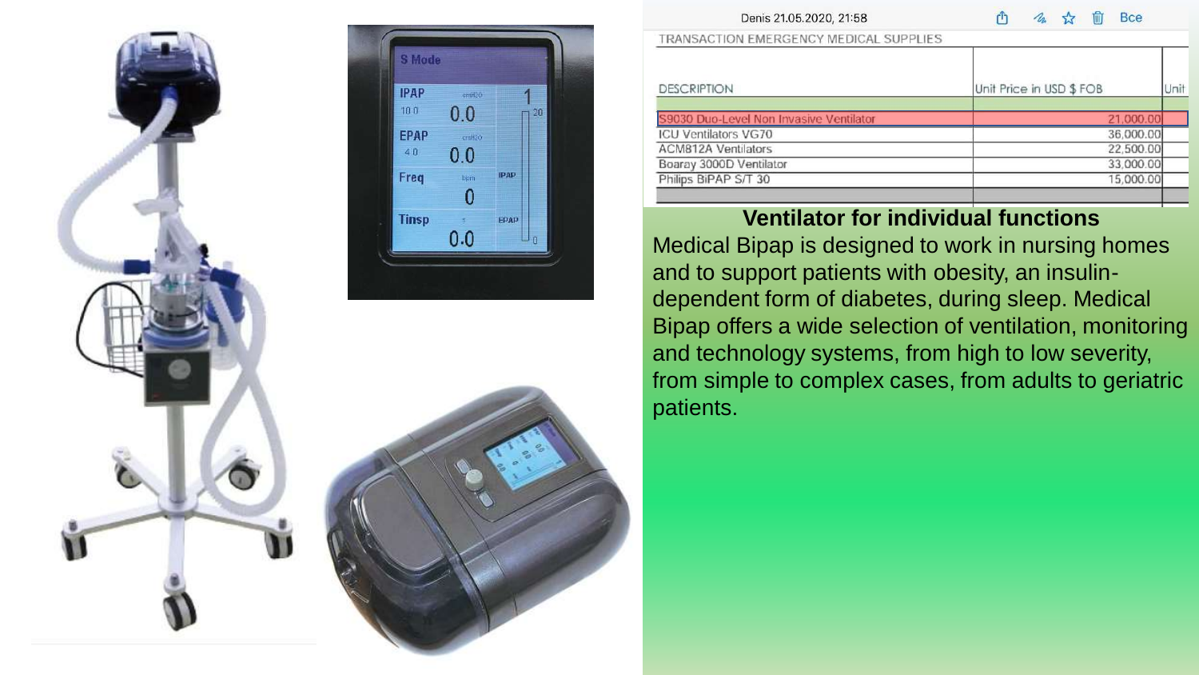Denis 21.05.2020, 21:58 Все

TRANSACTION EMERGENCY MEDICAL SUPPLIES

| DESCRIPTION | Unit Price in USD $ FOB | Unit |
|---|---|---|
| | | |
| S9030 Duo-Level Non Invasive Ventilator | 21,000.00 | |
| ICU Ventilators VG70 | 36,000.00 | |
| ACM812A Ventilators | 22,500.00 | |
| Boaray 3000D Ventilator | 33,000.00 | |
| Philips BiPAP S/T 30 | 15,000.00 | |

## Ventilator for individual functions

Medical Bipap is designed to work in nursing homes and to support patients with obesity, an insulin-dependent form of diabetes, during sleep. Medical Bipap offers a wide selection of ventilation, monitoring and technology systems, from high to low severity, from simple to complex cases, from adults to geriatric patients.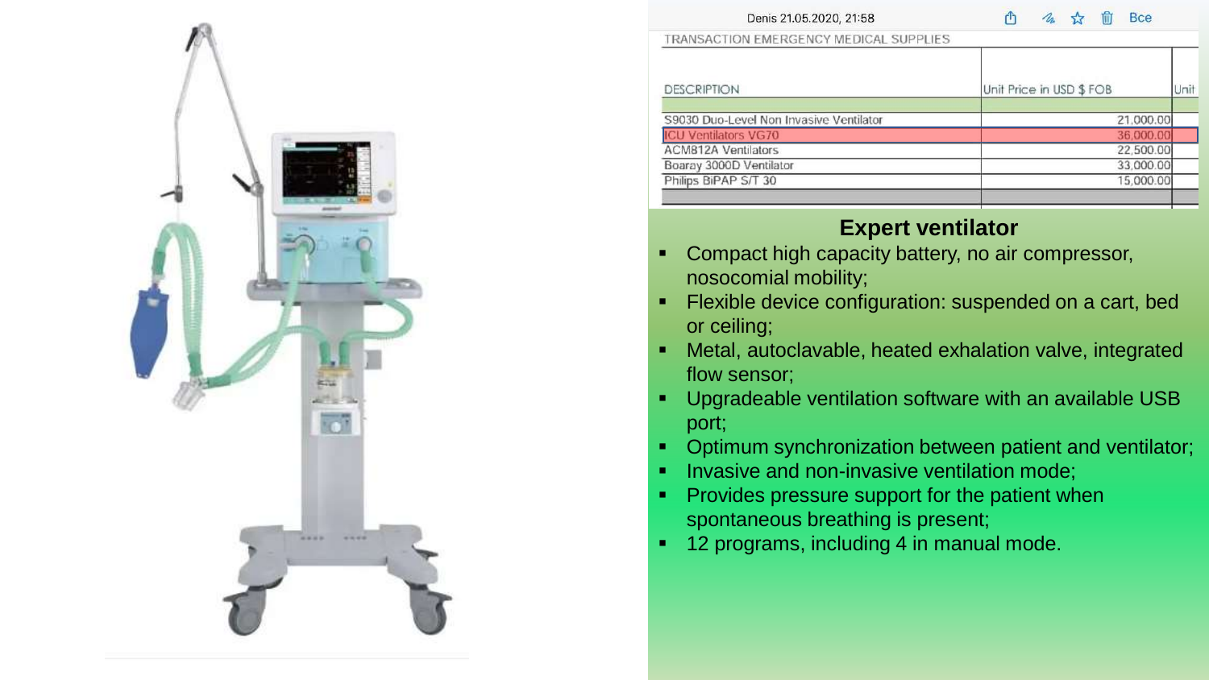Denis 21.05.2020, 21:58 Все

TRANSACTION EMERGENCY MEDICAL SUPPLIES

| DESCRIPTION | Unit Price in USD $ FOB | Unit |
|---|---|---|
| | | |
| S9030 Duo-Level Non Invasive Ventilator | 21,000.00 | |
| ICU Ventilators VG70 | 36,000.00 | |
| ACM812A Ventilators | 22,500.00 | |
| Boaray 3000D Ventilator | 33,000.00 | |
| Philips BiPAP S/T 30 | 15,000.00 | |
| | | |

## Expert ventilator

- Compact high capacity battery, no air compressor, nosocomial mobility;
- Flexible device configuration: suspended on a cart, bed or ceiling;
- Metal, autoclavable, heated exhalation valve, integrated flow sensor;
- Upgradeable ventilation software with an available USB port;
- Optimum synchronization between patient and ventilator;
- Invasive and non-invasive ventilation mode;
- Provides pressure support for the patient when spontaneous breathing is present;
- 12 programs, including 4 in manual mode.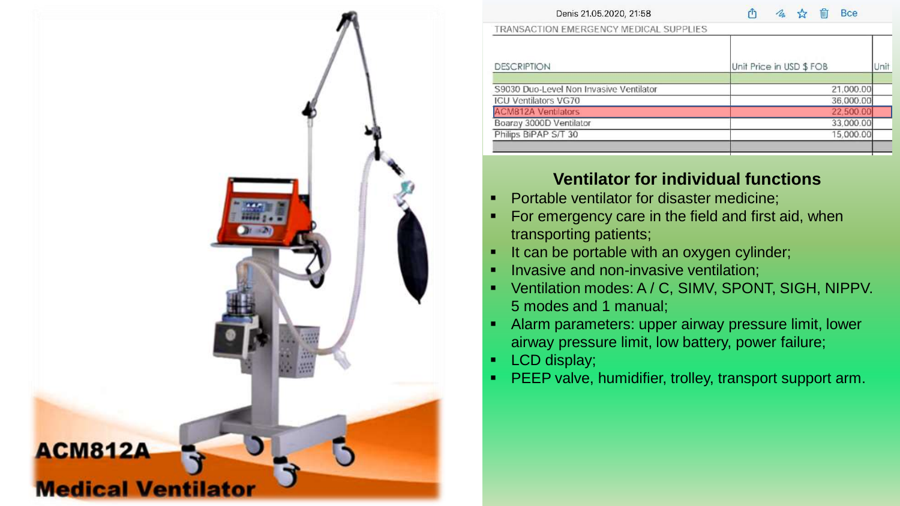ACM812A

Medical Ventilator

Denis 21.05.2020, 21:58

TRANSACTION EMERGENCY MEDICAL SUPPLIES

| DESCRIPTION | Unit Price in USD $ FOB | Unit |
|---|---|---|
| | | |
| S9030 Duo-Level Non Invasive Ventilator | 21,000.00 | |
| ICU Ventilators VG70 | 36,000.00 | |
| ACM812A Ventilators | 22,500.00 | |
| Boaray 3000D Ventilator | 33,000.00 | |
| Philips BiPAP S/T 30 | 15,000.00 | |

## Ventilator for individual functions

- Portable ventilator for disaster medicine;
- For emergency care in the field and first aid, when transporting patients;
- It can be portable with an oxygen cylinder;
- Invasive and non-invasive ventilation;
- Ventilation modes: A / C, SIMV, SPONT, SIGH, NIPPV. 5 modes and 1 manual;
- Alarm parameters: upper airway pressure limit, lower airway pressure limit, low battery, power failure;
- LCD display;
- PEEP valve, humidifier, trolley, transport support arm.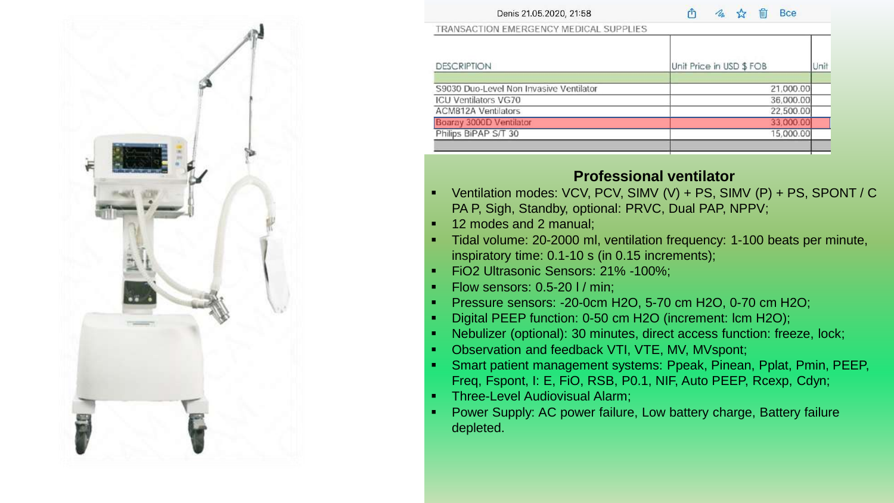Denis 21.05.2020, 21:58 Все

TRANSACTION EMERGENCY MEDICAL SUPPLIES

| DESCRIPTION | Unit Price in USD $ FOB | Unit |
|---|---|---|
| | | |
| S9030 Duo-Level Non Invasive Ventilator | 21,000.00 | |
| ICU Ventilators VG70 | 36,000.00 | |
| ACM812A Ventilators | 22,500.00 | |
| Boaray 3000D Ventilator | 33,000.00 | |
| Philips BiPAP S/T 30 | 15,000.00 | |

## Professional ventilator

- Ventilation modes: VCV, PCV, SIMV (V) + PS, SIMV (P) + PS, SPONT / C PA P, Sigh, Standby, optional: PRVC, Dual PAP, NPPV;
- 12 modes and 2 manual;
- Tidal volume: 20-2000 ml, ventilation frequency: 1-100 beats per minute, inspiratory time: 0.1-10 s (in 0.15 increments);
- FiO2 Ultrasonic Sensors: 21% -100%;
- Flow sensors: 0.5-20 l / min;
- Pressure sensors: -20-0cm H2O, 5-70 cm H2O, 0-70 cm H2O;
- Digital PEEP function: 0-50 cm H2O (increment: lcm H2O);
- Nebulizer (optional): 30 minutes, direct access function: freeze, lock;
- Observation and feedback VTI, VTE, MV, MVspont;
- Smart patient management systems: Ppeak, Pinean, Pplat, Pmin, PEEP, Freq, Fspont, I: E, FiO, RSB, P0.1, NIF, Auto PEEP, Rcexp, Cdyn;
- Three-Level Audiovisual Alarm;
- Power Supply: AC power failure, Low battery charge, Battery failure depleted.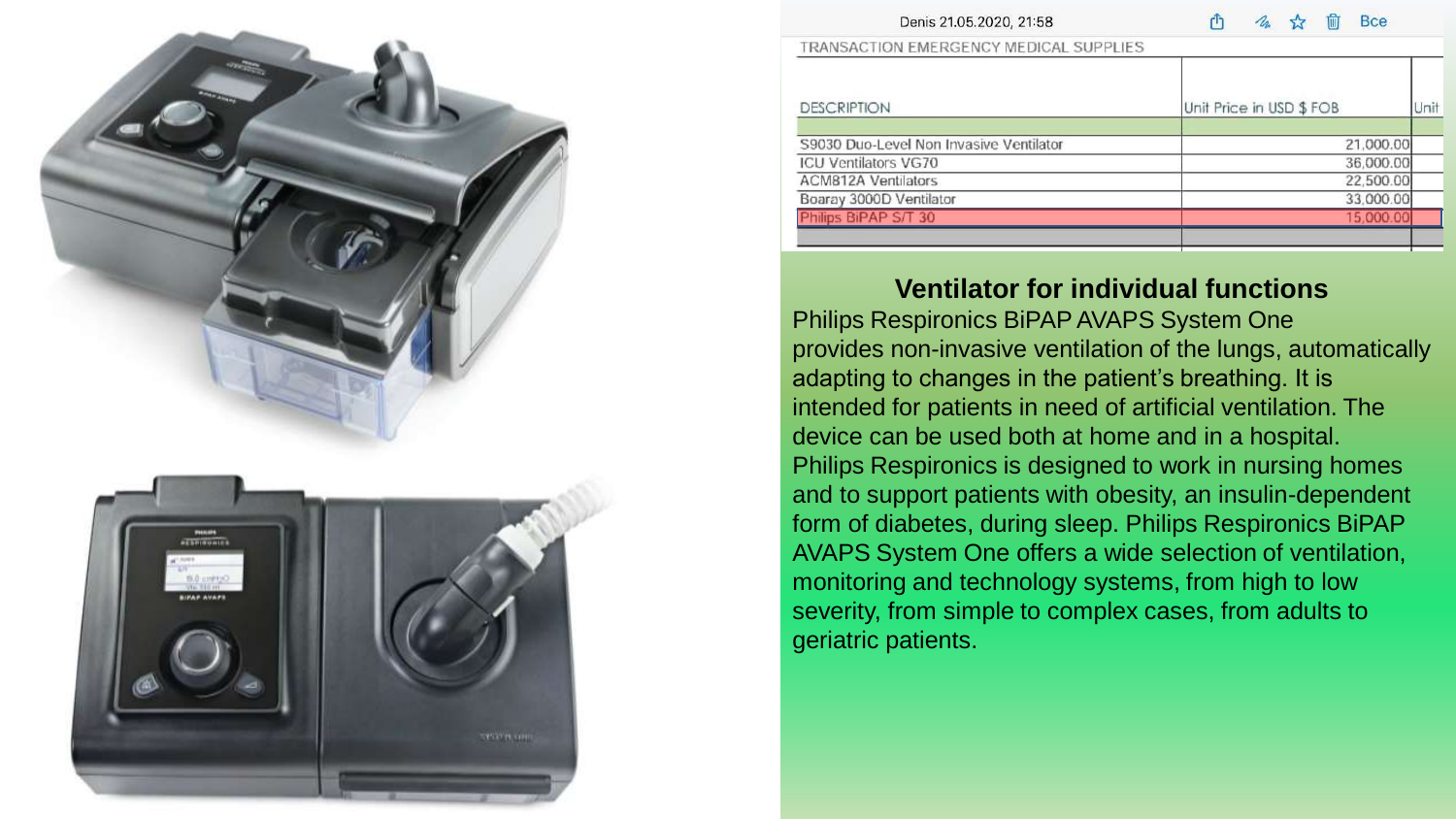Denis 21.05.2020, 21:58 Все

TRANSACTION EMERGENCY MEDICAL SUPPLIES

| DESCRIPTION | Unit Price in USD $ FOB | Unit |
|---|---|---|
| | | |
| S9030 Duo-Level Non Invasive Ventilator | 21,000.00 | |
| ICU Ventilators VG70 | 36,000.00 | |
| ACM812A Ventilators | 22,500.00 | |
| Boaray 3000D Ventilator | 33,000.00 | |
| Philips BiPAP S/T 30 | 15,000.00 | |
| | | |

## Ventilator for individual functions

Philips Respironics BiPAP AVAPS System One provides non-invasive ventilation of the lungs, automatically adapting to changes in the patient's breathing. It is intended for patients in need of artificial ventilation. The device can be used both at home and in a hospital. Philips Respironics is designed to work in nursing homes and to support patients with obesity, an insulin-dependent form of diabetes, during sleep. Philips Respironics BiPAP AVAPS System One offers a wide selection of ventilation, monitoring and technology systems, from high to low severity, from simple to complex cases, from adults to geriatric patients.